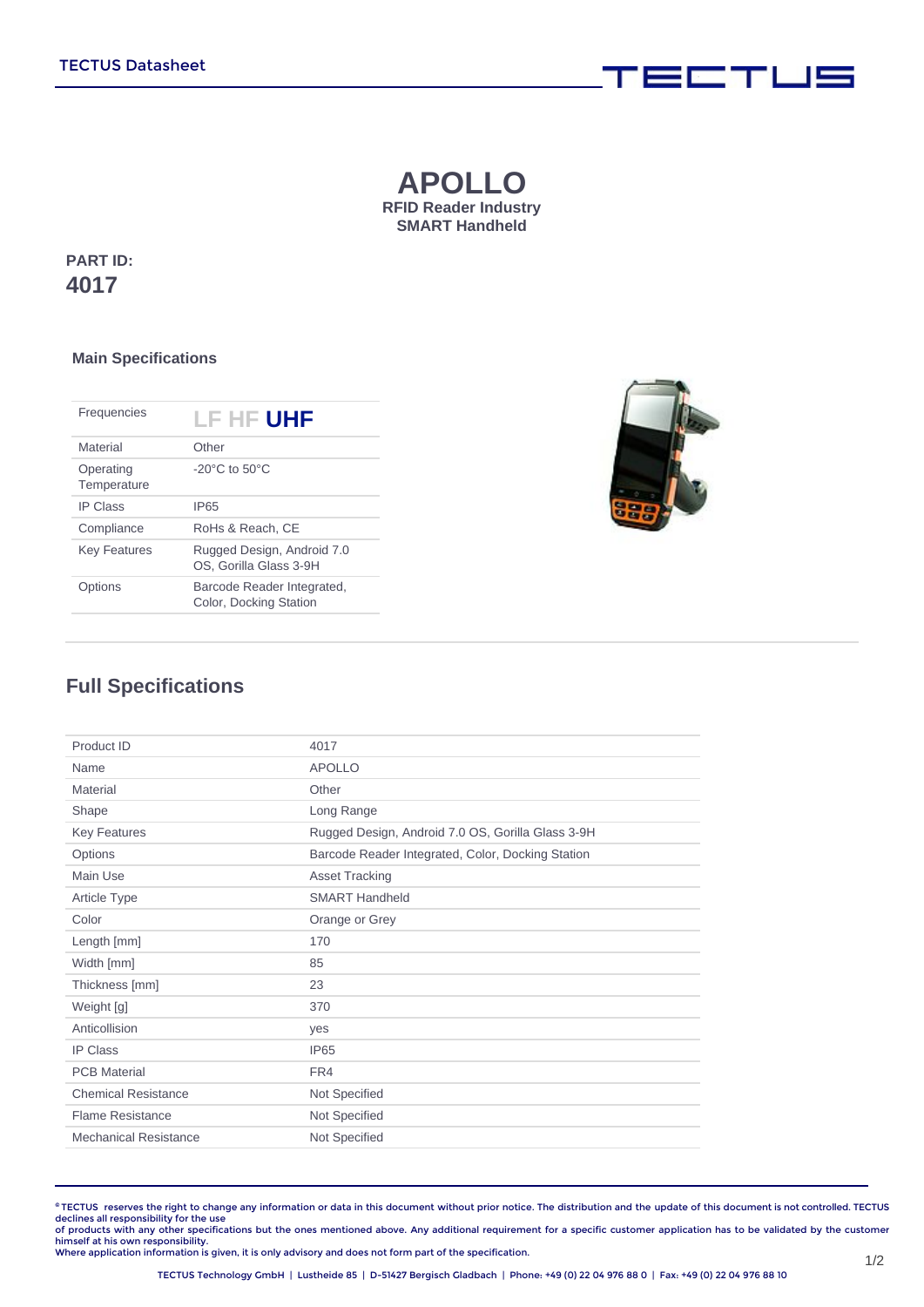# APOLLO

**RFID Reader Industry SMART Handheld**

**PART ID:**
**4017**

### Main Specifications

| | |
|---|---|
| Frequencies | LF HF **UHF** |
| Material | Other |
| Operating Temperature | -20°C to 50°C |
| IP Class | IP65 |
| Compliance | RoHs & Reach, CE |
| Key Features | Rugged Design, Android 7.0 OS, Gorilla Glass 3-9H |
| Options | Barcode Reader Integrated, Color, Docking Station |

## Full Specifications

| | |
|---|---|
| Product ID | 4017 |
| Name | APOLLO |
| Material | Other |
| Shape | Long Range |
| Key Features | Rugged Design, Android 7.0 OS, Gorilla Glass 3-9H |
| Options | Barcode Reader Integrated, Color, Docking Station |
| Main Use | Asset Tracking |
| Article Type | SMART Handheld |
| Color | Orange or Grey |
| Length [mm] | 170 |
| Width [mm] | 85 |
| Thickness [mm] | 23 |
| Weight [g] | 370 |
| Anticollision | yes |
| IP Class | IP65 |
| PCB Material | FR4 |
| Chemical Resistance | Not Specified |
| Flame Resistance | Not Specified |
| Mechanical Resistance | Not Specified |

® TECTUS reserves the right to change any information or data in this document without prior notice. The distribution and the update of this document is not controlled. TECTUS declines all responsibility for the use of products with any other specifications but the ones mentioned above. Any additional requirement for a specific customer application has to be validated by the customer himself at his own responsibility.
Where application information is given, it is only advisory and does not form part of the specification.

TECTUS Technology GmbH | Lustheide 85 | D-51427 Bergisch Gladbach | Phone: +49 (0) 22 04 976 88 0 | Fax: +49 (0) 22 04 976 88 10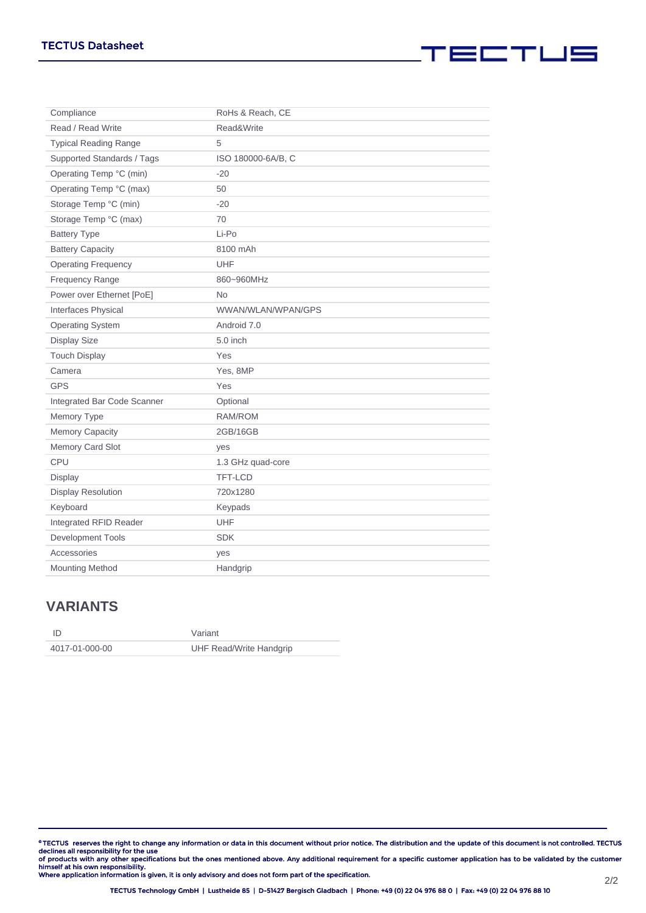| | |
|---|---|
| Compliance | RoHs & Reach, CE |
| Read / Read Write | Read&Write |
| Typical Reading Range | 5 |
| Supported Standards / Tags | ISO 180000-6A/B, C |
| Operating Temp °C (min) | -20 |
| Operating Temp °C (max) | 50 |
| Storage Temp °C (min) | -20 |
| Storage Temp °C (max) | 70 |
| Battery Type | Li-Po |
| Battery Capacity | 8100 mAh |
| Operating Frequency | UHF |
| Frequency Range | 860~960MHz |
| Power over Ethernet [PoE] | No |
| Interfaces Physical | WWAN/WLAN/WPAN/GPS |
| Operating System | Android 7.0 |
| Display Size | 5.0 inch |
| Touch Display | Yes |
| Camera | Yes, 8MP |
| GPS | Yes |
| Integrated Bar Code Scanner | Optional |
| Memory Type | RAM/ROM |
| Memory Capacity | 2GB/16GB |
| Memory Card Slot | yes |
| CPU | 1.3 GHz quad-core |
| Display | TFT-LCD |
| Display Resolution | 720x1280 |
| Keyboard | Keypads |
| Integrated RFID Reader | UHF |
| Development Tools | SDK |
| Accessories | yes |
| Mounting Method | Handgrip |

## VARIANTS

| ID | Variant |
|---|---|
| 4017-01-000-00 | UHF Read/Write Handgrip |

**® TECTUS reserves the right to change any information or data in this document without prior notice. The distribution and the update of this document is not controlled. TECTUS declines all responsibility for the use of products with any other specifications but the ones mentioned above. Any additional requirement for a specific customer application has to be validated by the customer himself at his own responsibility. Where application information is given, it is only advisory and does not form part of the specification.**

**TECTUS Technology GmbH | Lustheide 85 | D-51427 Bergisch Gladbach | Phone: +49 (0) 22 04 976 88 0 | Fax: +49 (0) 22 04 976 88 10**